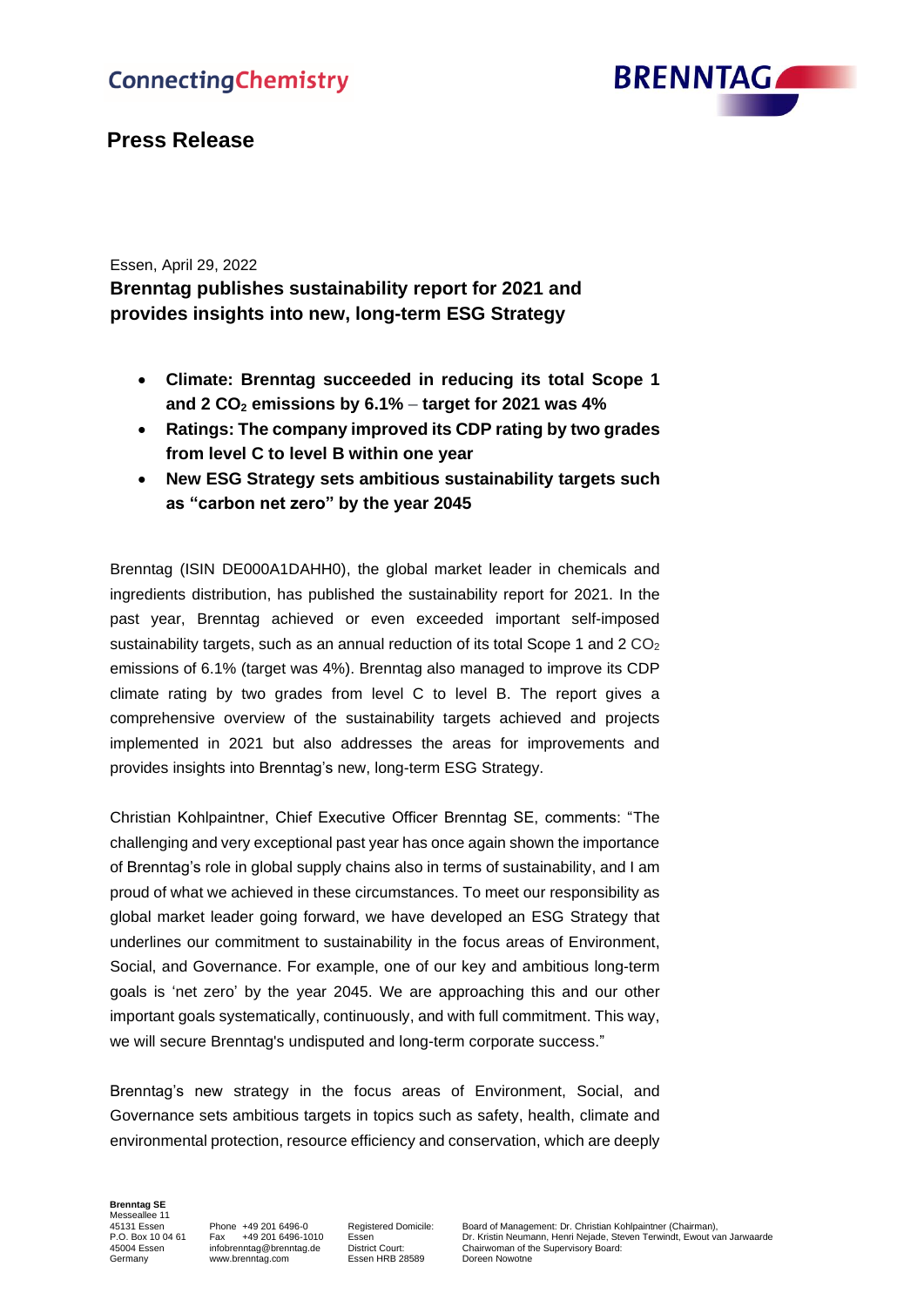ConnectingChemistry

BRENNTAG

## Press Release

Essen, April 29, 2022

# Brenntag publishes sustainability report for 2021 and provides insights into new, long-term ESG Strategy

- **Climate: Brenntag succeeded in reducing its total Scope 1 and 2 $CO_2$ emissions by 6.1% – target for 2021 was 4%**
- **Ratings: The company improved its CDP rating by two grades from level C to level B within one year**
- **New ESG Strategy sets ambitious sustainability targets such as "carbon net zero" by the year 2045**

Brenntag (ISIN DE000A1DAHH0), the global market leader in chemicals and ingredients distribution, has published the sustainability report for 2021. In the past year, Brenntag achieved or even exceeded important self-imposed sustainability targets, such as an annual reduction of its total Scope 1 and 2 $CO_2$ emissions of 6.1% (target was 4%). Brenntag also managed to improve its CDP climate rating by two grades from level C to level B. The report gives a comprehensive overview of the sustainability targets achieved and projects implemented in 2021 but also addresses the areas for improvements and provides insights into Brenntag's new, long-term ESG Strategy.

Christian Kohlpaintner, Chief Executive Officer Brenntag SE, comments: "The challenging and very exceptional past year has once again shown the importance of Brenntag's role in global supply chains also in terms of sustainability, and I am proud of what we achieved in these circumstances. To meet our responsibility as global market leader going forward, we have developed an ESG Strategy that underlines our commitment to sustainability in the focus areas of Environment, Social, and Governance. For example, one of our key and ambitious long-term goals is 'net zero' by the year 2045. We are approaching this and our other important goals systematically, continuously, and with full commitment. This way, we will secure Brenntag's undisputed and long-term corporate success."

Brenntag's new strategy in the focus areas of Environment, Social, and Governance sets ambitious targets in topics such as safety, health, climate and environmental protection, resource efficiency and conservation, which are deeply

**Brenntag SE**
Messeallee 11
45131 Essen
P.O. Box 10 04 61
45004 Essen
Germany

Phone +49 201 6496-0
Fax +49 201 6496-1010
infobrenntag@brenntag.de
www.brenntag.com

Registered Domicile: Essen
District Court: Essen HRB 28589

Board of Management: Dr. Christian Kohlpaintner (Chairman), Dr. Kristin Neumann, Henri Nejade, Steven Terwindt, Ewout van Jarwaarde
Chairwoman of the Supervisory Board: Doreen Nowotne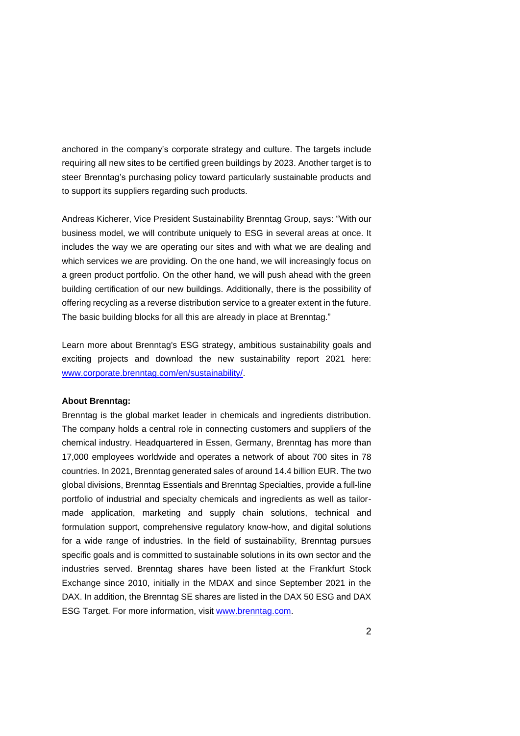anchored in the company's corporate strategy and culture. The targets include requiring all new sites to be certified green buildings by 2023. Another target is to steer Brenntag's purchasing policy toward particularly sustainable products and to support its suppliers regarding such products.

Andreas Kicherer, Vice President Sustainability Brenntag Group, says: "With our business model, we will contribute uniquely to ESG in several areas at once. It includes the way we are operating our sites and with what we are dealing and which services we are providing. On the one hand, we will increasingly focus on a green product portfolio. On the other hand, we will push ahead with the green building certification of our new buildings. Additionally, there is the possibility of offering recycling as a reverse distribution service to a greater extent in the future. The basic building blocks for all this are already in place at Brenntag."

Learn more about Brenntag's ESG strategy, ambitious sustainability goals and exciting projects and download the new sustainability report 2021 here: [www.corporate.brenntag.com/en/sustainability/](www.corporate.brenntag.com/en/sustainability/).

**About Brenntag:**
Brenntag is the global market leader in chemicals and ingredients distribution. The company holds a central role in connecting customers and suppliers of the chemical industry. Headquartered in Essen, Germany, Brenntag has more than 17,000 employees worldwide and operates a network of about 700 sites in 78 countries. In 2021, Brenntag generated sales of around 14.4 billion EUR. The two global divisions, Brenntag Essentials and Brenntag Specialties, provide a full-line portfolio of industrial and specialty chemicals and ingredients as well as tailor-made application, marketing and supply chain solutions, technical and formulation support, comprehensive regulatory know-how, and digital solutions for a wide range of industries. In the field of sustainability, Brenntag pursues specific goals and is committed to sustainable solutions in its own sector and the industries served. Brenntag shares have been listed at the Frankfurt Stock Exchange since 2010, initially in the MDAX and since September 2021 in the DAX. In addition, the Brenntag SE shares are listed in the DAX 50 ESG and DAX ESG Target. For more information, visit [www.brenntag.com](www.brenntag.com).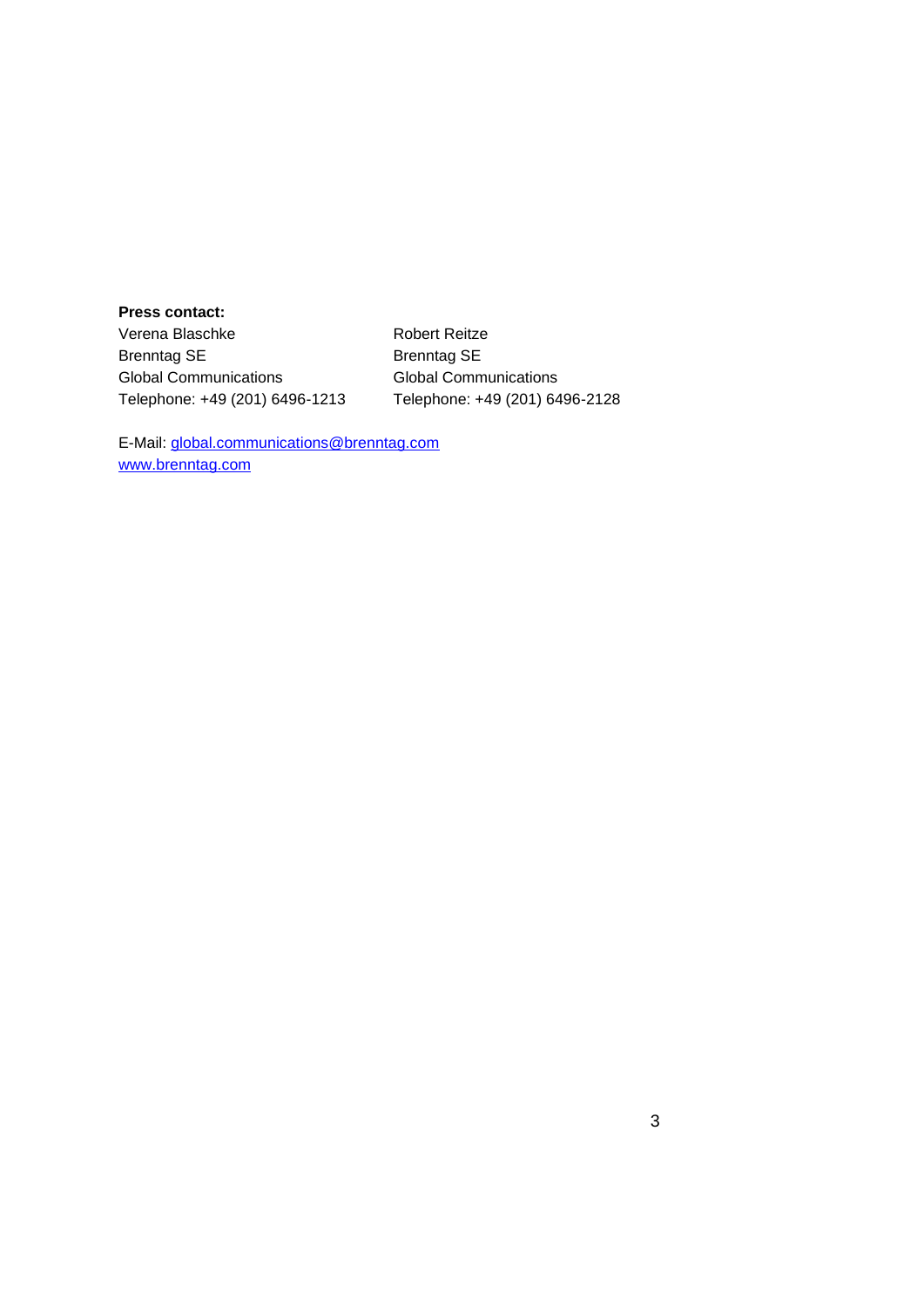**Press contact:**

Verena Blaschke
Brenntag SE
Global Communications
Telephone: +49 (201) 6496-1213

Robert Reitze
Brenntag SE
Global Communications
Telephone: +49 (201) 6496-2128

E-Mail: global.communications@brenntag.com
www.brenntag.com